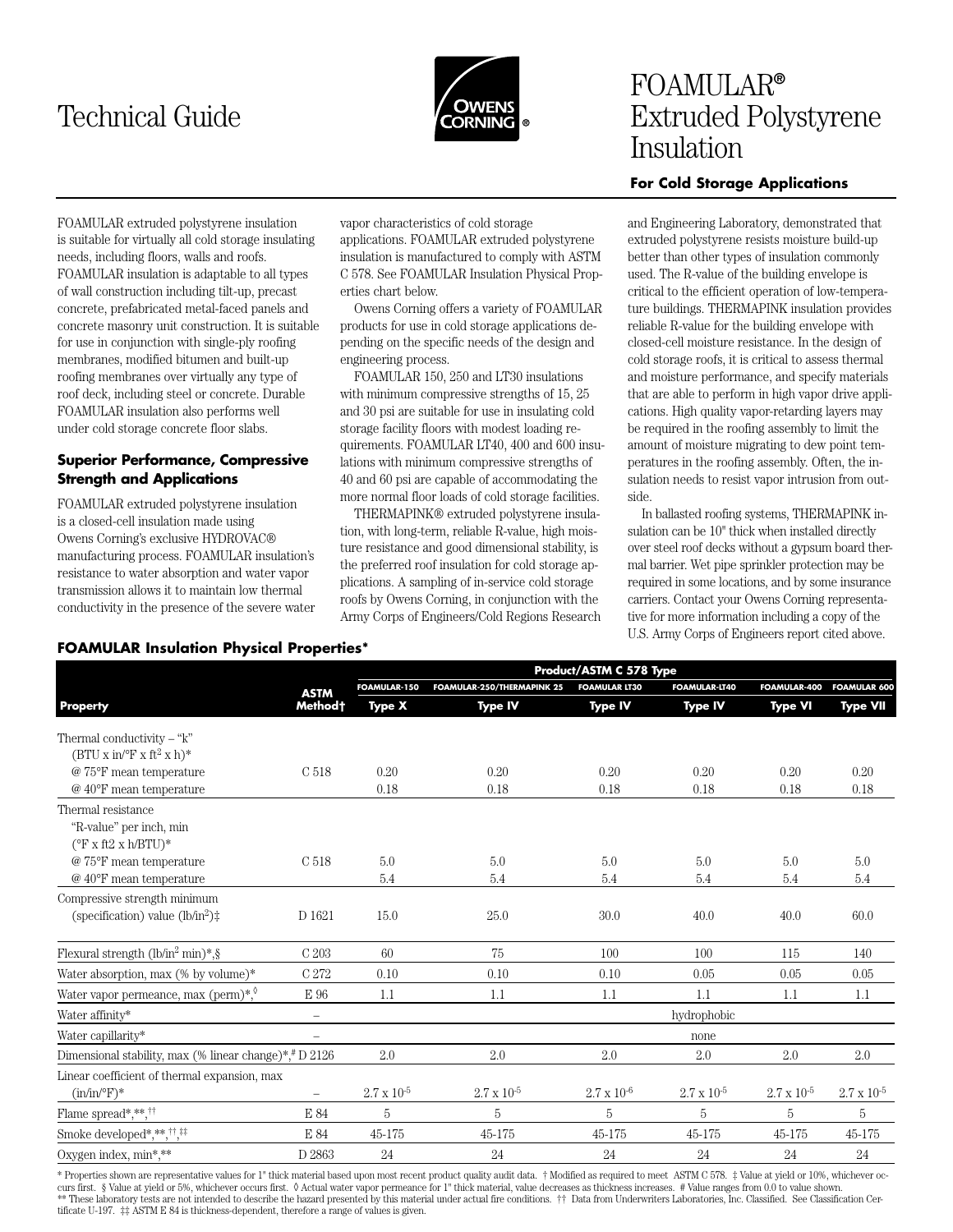# Technical Guide

# FOAMULAR® Extruded Polystyrene Insulation

**For Cold Storage Applications**

FOAMULAR extruded polystyrene insulation is suitable for virtually all cold storage insulating needs, including floors, walls and roofs. FOAMULAR insulation is adaptable to all types of wall construction including tilt-up, precast concrete, prefabricated metal-faced panels and concrete masonry unit construction. It is suitable for use in conjunction with single-ply roofing membranes, modified bitumen and built-up roofing membranes over virtually any type of roof deck, including steel or concrete. Durable FOAMULAR insulation also performs well under cold storage concrete floor slabs.

### Superior Performance, Compressive Strength and Applications

FOAMULAR extruded polystyrene insulation is a closed-cell insulation made using Owens Corning's exclusive HYDROVAC® manufacturing process. FOAMULAR insulation's resistance to water absorption and water vapor transmission allows it to maintain low thermal conductivity in the presence of the severe water vapor characteristics of cold storage applications. FOAMULAR extruded polystyrene insulation is manufactured to comply with ASTM C 578. See FOAMULAR Insulation Physical Properties chart below.

Owens Corning offers a variety of FOAMULAR products for use in cold storage applications depending on the specific needs of the design and engineering process.

FOAMULAR 150, 250 and LT30 insulations with minimum compressive strengths of 15, 25 and 30 psi are suitable for use in insulating cold storage facility floors with modest loading requirements. FOAMULAR LT40, 400 and 600 insulations with minimum compressive strengths of 40 and 60 psi are capable of accommodating the more normal floor loads of cold storage facilities.

THERMAPINK® extruded polystyrene insulation, with long-term, reliable R-value, high moisture resistance and good dimensional stability, is the preferred roof insulation for cold storage applications. A sampling of in-service cold storage roofs by Owens Corning, in conjunction with the Army Corps of Engineers/Cold Regions Research and Engineering Laboratory, demonstrated that extruded polystyrene resists moisture build-up better than other types of insulation commonly used. The R-value of the building envelope is critical to the efficient operation of low-temperature buildings. THERMAPINK insulation provides reliable R-value for the building envelope with closed-cell moisture resistance. In the design of cold storage roofs, it is critical to assess thermal and moisture performance, and specify materials that are able to perform in high vapor drive applications. High quality vapor-retarding layers may be required in the roofing assembly to limit the amount of moisture migrating to dew point temperatures in the roofing assembly. Often, the insulation needs to resist vapor intrusion from outside.

In ballasted roofing systems, THERMAPINK insulation can be 10" thick when installed directly over steel roof decks without a gypsum board thermal barrier. Wet pipe sprinkler protection may be required in some locations, and by some insurance carriers. Contact your Owens Corning representative for more information including a copy of the U.S. Army Corps of Engineers report cited above.

### FOAMULAR Insulation Physical Properties*

| | | Product/ASTM C 578 Type | | | | | |
|---|---|---|---|---|---|---|---|
| | | FOAMULAR-150 | FOAMULAR-250/THERMAPINK 25 | FOAMULAR LT30 | FOAMULAR-LT40 | FOAMULAR-400 | FOAMULAR 600 |
| **Property** | **ASTM Method†** | **Type X** | **Type IV** | **Type IV** | **Type IV** | **Type VI** | **Type VII** |
| Thermal conductivity – "k" (BTU x in/°F x ft² x h)* | | | | | | | |
| @ 75°F mean temperature | C 518 | 0.20 | 0.20 | 0.20 | 0.20 | 0.20 | 0.20 |
| @ 40°F mean temperature | | 0.18 | 0.18 | 0.18 | 0.18 | 0.18 | 0.18 |
| Thermal resistance "R-value" per inch, min (°F x ft2 x h/BTU)* | | | | | | | |
| @ 75°F mean temperature | C 518 | 5.0 | 5.0 | 5.0 | 5.0 | 5.0 | 5.0 |
| @ 40°F mean temperature | | 5.4 | 5.4 | 5.4 | 5.4 | 5.4 | 5.4 |
| Compressive strength minimum (specification) value (lb/in²)‡ | D 1621 | 15.0 | 25.0 | 30.0 | 40.0 | 40.0 | 60.0 |
| Flexural strength (lb/in² min)*,§ | C 203 | 60 | 75 | 100 | 100 | 115 | 140 |
| Water absorption, max (% by volume)* | C 272 | 0.10 | 0.10 | 0.10 | 0.05 | 0.05 | 0.05 |
| Water vapor permeance, max (perm)*,◊ | E 96 | 1.1 | 1.1 | 1.1 | 1.1 | 1.1 | 1.1 |
| Water affinity* | – | hydrophobic | | | | | |
| Water capillarity* | – | none | | | | | |
| Dimensional stability, max (% linear change)*,# | D 2126 | 2.0 | 2.0 | 2.0 | 2.0 | 2.0 | 2.0 |
| Linear coefficient of thermal expansion, max (in/in/°F)* | – | $2.7 \times 10^{-5}$ | $2.7 \times 10^{-5}$ | $2.7 \times 10^{-6}$ | $2.7 \times 10^{-5}$ | $2.7 \times 10^{-5}$ | $2.7 \times 10^{-5}$ |
| Flame spread*,**,†† | E 84 | 5 | 5 | 5 | 5 | 5 | 5 |
| Smoke developed*,**,††,‡‡ | E 84 | 45-175 | 45-175 | 45-175 | 45-175 | 45-175 | 45-175 |
| Oxygen index, min*,** | D 2863 | 24 | 24 | 24 | 24 | 24 | 24 |

\* Properties shown are representative values for 1" thick material based upon most recent product quality audit data. † Modified as required to meet ASTM C 578. ‡ Value at yield or 10%, whichever occurs first. § Value at yield or 5%, whichever occurs first. ◊ Actual water vapor permeance for 1" thick material, value decreases as thickness increases. # Value ranges from 0.0 to value shown.
** These laboratory tests are not intended to describe the hazard presented by this material under actual fire conditions. †† Data from Underwriters Laboratories, Inc. Classified. See Classification Certificate U-197. ‡‡ ASTM E 84 is thickness-dependent, therefore a range of values is given.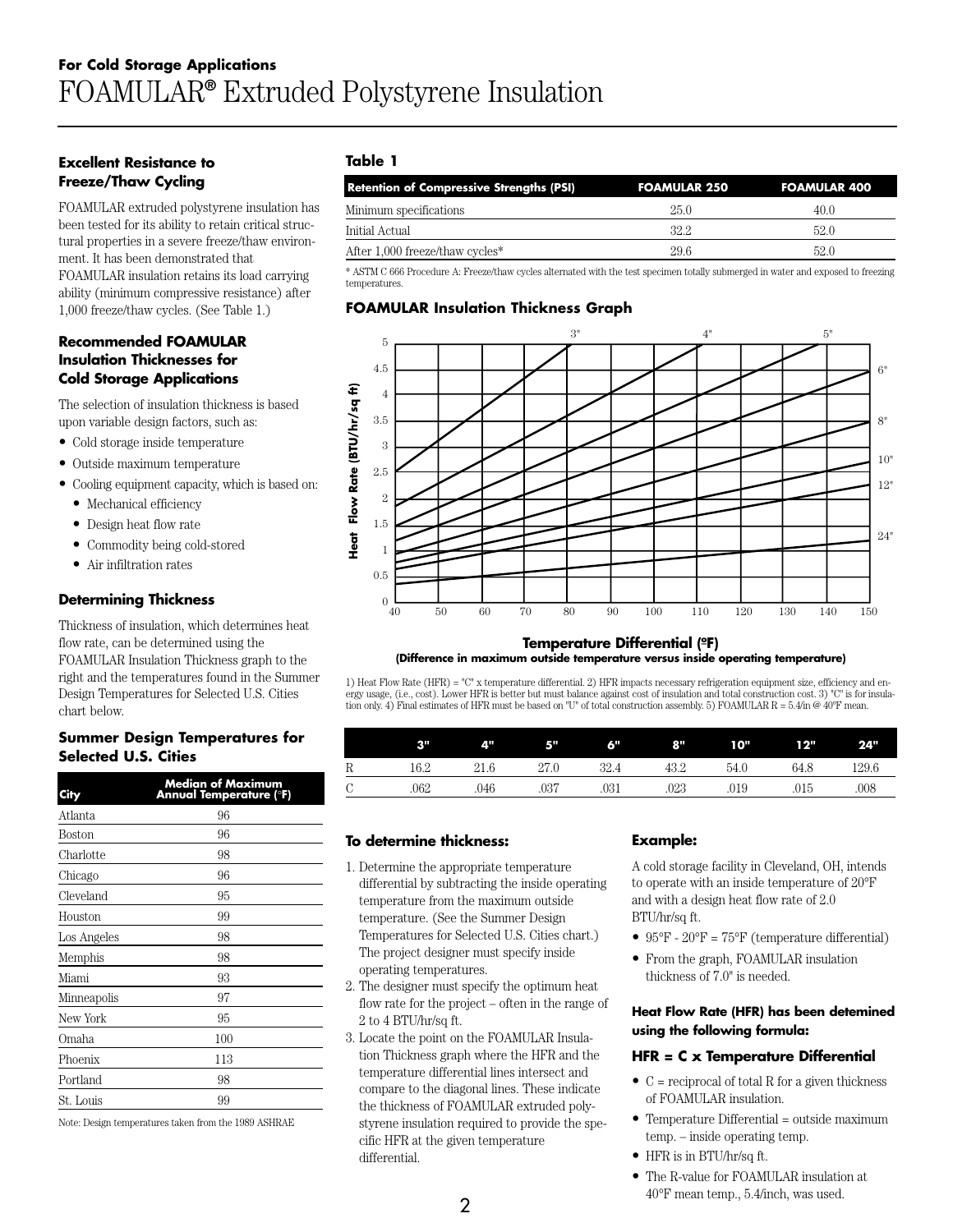## For Cold Storage Applications

# FOAMULAR® Extruded Polystyrene Insulation

### Excellent Resistance to Freeze/Thaw Cycling

FOAMULAR extruded polystyrene insulation has been tested for its ability to retain critical structural properties in a severe freeze/thaw environment. It has been demonstrated that FOAMULAR insulation retains its load carrying ability (minimum compressive resistance) after 1,000 freeze/thaw cycles. (See Table 1.)

### Recommended FOAMULAR Insulation Thicknesses for Cold Storage Applications

The selection of insulation thickness is based upon variable design factors, such as:

- Cold storage inside temperature
- Outside maximum temperature
- Cooling equipment capacity, which is based on:
  - Mechanical efficiency
  - Design heat flow rate
  - Commodity being cold-stored
  - Air infiltration rates

### Determining Thickness

Thickness of insulation, which determines heat flow rate, can be determined using the FOAMULAR Insulation Thickness graph to the right and the temperatures found in the Summer Design Temperatures for Selected U.S. Cities chart below.

### Summer Design Temperatures for Selected U.S. Cities

| City | Median of Maximum Annual Temperature (°F) |
|---|---|
| Atlanta | 96 |
| Boston | 96 |
| Charlotte | 98 |
| Chicago | 96 |
| Cleveland | 95 |
| Houston | 99 |
| Los Angeles | 98 |
| Memphis | 98 |
| Miami | 93 |
| Minneapolis | 97 |
| New York | 95 |
| Omaha | 100 |
| Phoenix | 113 |
| Portland | 98 |
| St. Louis | 99 |

Note: Design temperatures taken from the 1989 ASHRAE

### Table 1

| Retention of Compressive Strengths (PSI) | FOAMULAR 250 | FOAMULAR 400 |
|---|---|---|
| Minimum specifications | 25.0 | 40.0 |
| Initial Actual | 32.2 | 52.0 |
| After 1,000 freeze/thaw cycles* | 29.6 | 52.0 |

* ASTM C 666 Procedure A: Freeze/thaw cycles alternated with the test specimen totally submerged in water and exposed to freezing temperatures.

### FOAMULAR Insulation Thickness Graph

**Temperature Differential (ºF)**
**(Difference in maximum outside temperature versus inside operating temperature)**

1) Heat Flow Rate (HFR) = "C" x temperature differential. 2) HFR impacts necessary refrigeration equipment size, efficiency and energy usage, (i.e., cost). Lower HFR is better but must balance against cost of insulation and total construction cost. 3) "C" is for insulation only. 4) Final estimates of HFR must be based on "U" of total construction assembly. 5) FOAMULAR R = 5.4/in @ 40ºF mean.

| | 3" | 4" | 5" | 6" | 8" | 10" | 12" | 24" |
|---|---|---|---|---|---|---|---|---|
| R | 16.2 | 21.6 | 27.0 | 32.4 | 43.2 | 54.0 | 64.8 | 129.6 |
| C | .062 | .046 | .037 | .031 | .023 | .019 | .015 | .008 |

### To determine thickness:

1. Determine the appropriate temperature differential by subtracting the inside operating temperature from the maximum outside temperature. (See the Summer Design Temperatures for Selected U.S. Cities chart.) The project designer must specify inside operating temperatures.
2. The designer must specify the optimum heat flow rate for the project – often in the range of 2 to 4 BTU/hr/sq ft.
3. Locate the point on the FOAMULAR Insulation Thickness graph where the HFR and the temperature differential lines intersect and compare to the diagonal lines. These indicate the thickness of FOAMULAR extruded polystyrene insulation required to provide the specific HFR at the given temperature differential.

### Example:

A cold storage facility in Cleveland, OH, intends to operate with an inside temperature of 20°F and with a design heat flow rate of 2.0 BTU/hr/sq ft.

- 95°F - 20°F = 75°F (temperature differential)
- From the graph, FOAMULAR insulation thickness of 7.0" is needed.

#### Heat Flow Rate (HFR) has been detemined using the following formula:

#### HFR = C x Temperature Differential

- C = reciprocal of total R for a given thickness of FOAMULAR insulation.
- Temperature Differential = outside maximum temp. – inside operating temp.
- HFR is in BTU/hr/sq ft.
- The R-value for FOAMULAR insulation at 40°F mean temp., 5.4/inch, was used.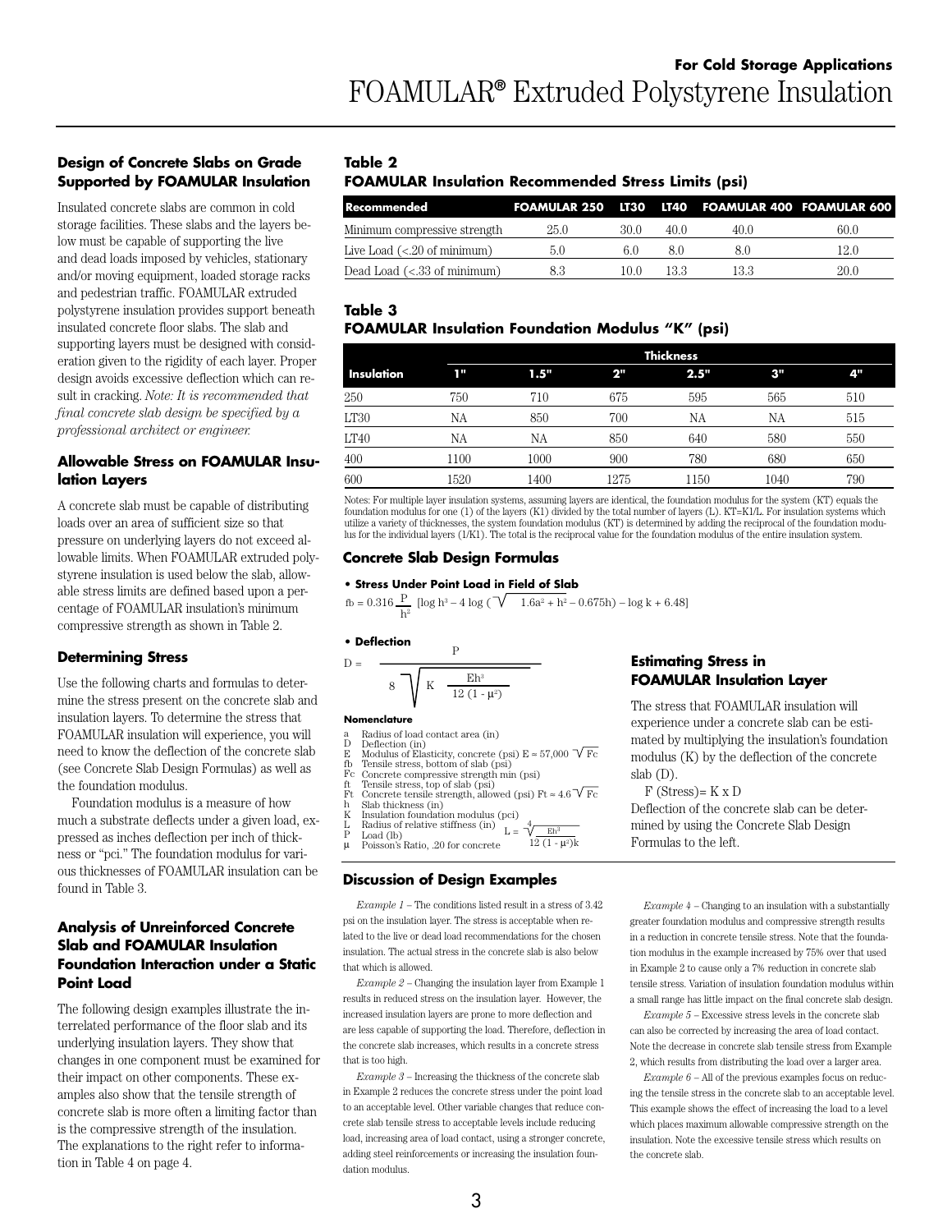## For Cold Storage Applications
# FOAMULAR® Extruded Polystyrene Insulation

### Design of Concrete Slabs on Grade Supported by FOAMULAR Insulation

Insulated concrete slabs are common in cold storage facilities. These slabs and the layers below must be capable of supporting the live and dead loads imposed by vehicles, stationary and/or moving equipment, loaded storage racks and pedestrian traffic. FOAMULAR extruded polystyrene insulation provides support beneath insulated concrete floor slabs. The slab and supporting layers must be designed with consideration given to the rigidity of each layer. Proper design avoids excessive deflection which can result in cracking. *Note: It is recommended that final concrete slab design be specified by a professional architect or engineer.*

### Allowable Stress on FOAMULAR Insulation Layers

A concrete slab must be capable of distributing loads over an area of sufficient size so that pressure on underlying layers do not exceed allowable limits. When FOAMULAR extruded polystyrene insulation is used below the slab, allowable stress limits are defined based upon a percentage of FOAMULAR insulation's minimum compressive strength as shown in Table 2.

### Determining Stress

Use the following charts and formulas to determine the stress present on the concrete slab and insulation layers. To determine the stress that FOAMULAR insulation will experience, you will need to know the deflection of the concrete slab (see Concrete Slab Design Formulas) as well as the foundation modulus.

Foundation modulus is a measure of how much a substrate deflects under a given load, expressed as inches deflection per inch of thickness or "pci." The foundation modulus for various thicknesses of FOAMULAR insulation can be found in Table 3.

### Analysis of Unreinforced Concrete Slab and FOAMULAR Insulation Foundation Interaction under a Static Point Load

The following design examples illustrate the interrelated performance of the floor slab and its underlying insulation layers. They show that changes in one component must be examined for their impact on other components. These examples also show that the tensile strength of concrete slab is more often a limiting factor than is the compressive strength of the insulation. The explanations to the right refer to information in Table 4 on page 4.

### Table 2
### FOAMULAR Insulation Recommended Stress Limits (psi)

| Recommended | FOAMULAR 250 | LT30 | LT40 | FOAMULAR 400 | FOAMULAR 600 |
|---|---|---|---|---|---|
| Minimum compressive strength | 25.0 | 30.0 | 40.0 | 40.0 | 60.0 |
| Live Load (<.20 of minimum) | 5.0 | 6.0 | 8.0 | 8.0 | 12.0 |
| Dead Load (<.33 of minimum) | 8.3 | 10.0 | 13.3 | 13.3 | 20.0 |

### Table 3
### FOAMULAR Insulation Foundation Modulus "K" (psi)

| Insulation | Thickness 1" | 1.5" | 2" | 2.5" | 3" | 4" |
|---|---|---|---|---|---|---|
| 250 | 750 | 710 | 675 | 595 | 565 | 510 |
| LT30 | NA | 850 | 700 | NA | NA | 515 |
| LT40 | NA | NA | 850 | 640 | 580 | 550 |
| 400 | 1100 | 1000 | 900 | 780 | 680 | 650 |
| 600 | 1520 | 1400 | 1275 | 1150 | 1040 | 790 |

Notes: For multiple layer insulation systems, assuming layers are identical, the foundation modulus for the system (KT) equals the foundation modulus for one (1) of the layers (K1) divided by the total number of layers (L). KT=K1/L. For insulation systems which utilize a variety of thicknesses, the system foundation modulus (KT) is determined by adding the reciprocal of the foundation modulus for the individual layers (1/K1). The total is the reciprocal value for the foundation modulus of the entire insulation system.

### Concrete Slab Design Formulas

- **Stress Under Point Load in Field of Slab**

$$f_b = 0.316\frac{P}{h^2}\left[\log h^3 - 4\log\left(\sqrt{1.6a^2 + h^2} - 0.675h\right) - \log k + 6.48\right]$$

- **Deflection**

$$D = \frac{P}{8\sqrt{K\dfrac{Eh^3}{12(1-\mu^2)}}}$$

**Nomenclature**

- a  Radius of load contact area (in)
- D  Deflection (in)
- E  Modulus of Elasticity, concrete (psi) $E = 57{,}000\sqrt{Fc}$
- fb  Tensile stress, bottom of slab (psi)
- Fc  Concrete compressive strength min (psi)
- ft  Tensile stress, top of slab (psi)
- Ft  Concrete tensile strength, allowed (psi) $Ft = 4.6\sqrt{Fc}$
- h  Slab thickness (in)
- K  Insulation foundation modulus (pci)
- L  Radius of relative stiffness (in) $L = \sqrt[4]{\dfrac{Eh^3}{12(1-\mu^2)k}}$
- P  Load (lb)
- μ  Poisson's Ratio, .20 for concrete

### Estimating Stress in FOAMULAR Insulation Layer

The stress that FOAMULAR insulation will experience under a concrete slab can be estimated by multiplying the insulation's foundation modulus (K) by the deflection of the concrete slab (D).

F (Stress)= K x D

Deflection of the concrete slab can be determined by using the Concrete Slab Design Formulas to the left.

### Discussion of Design Examples

*Example 1* – The conditions listed result in a stress of 3.42 psi on the insulation layer. The stress is acceptable when related to the live or dead load recommendations for the chosen insulation. The actual stress in the concrete slab is also below that which is allowed.

*Example 2* – Changing the insulation layer from Example 1 results in reduced stress on the insulation layer. However, the increased insulation layers are prone to more deflection and are less capable of supporting the load. Therefore, deflection in the concrete slab increases, which results in a concrete stress that is too high.

*Example 3* – Increasing the thickness of the concrete slab in Example 2 reduces the concrete stress under the point load to an acceptable level. Other variable changes that reduce concrete slab tensile stress to acceptable levels include reducing load, increasing area of load contact, using a stronger concrete, adding steel reinforcements or increasing the insulation foundation modulus.

*Example 4* – Changing to an insulation with a substantially greater foundation modulus and compressive strength results in a reduction in concrete tensile stress. Note that the foundation modulus in the example increased by 75% over that used in Example 2 to cause only a 7% reduction in concrete slab tensile stress. Variation of insulation foundation modulus within a small range has little impact on the final concrete slab design.

*Example 5* – Excessive stress levels in the concrete slab can also be corrected by increasing the area of load contact. Note the decrease in concrete slab tensile stress from Example 2, which results from distributing the load over a larger area.

*Example 6* – All of the previous examples focus on reducing the tensile stress in the concrete slab to an acceptable level. This example shows the effect of increasing the load to a level which places maximum allowable compressive strength on the insulation. Note the excessive tensile stress which results on the concrete slab.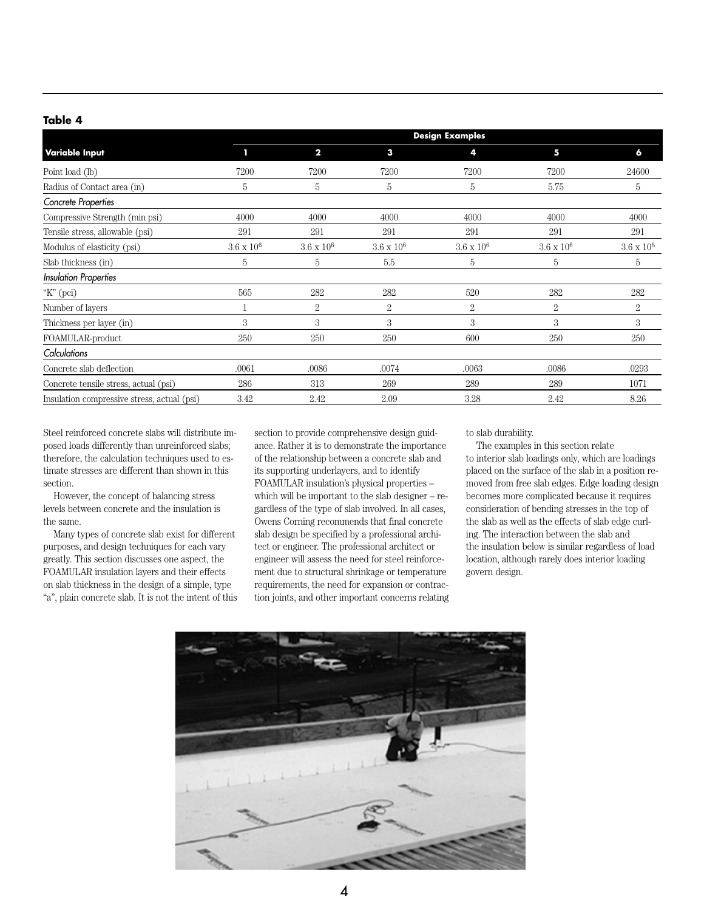**Table 4**

| Variable Input | Design Examples | | | | | |
|---|---|---|---|---|---|---|
| | 1 | 2 | 3 | 4 | 5 | 6 |
| Point load (lb) | 7200 | 7200 | 7200 | 7200 | 7200 | 24600 |
| Radius of Contact area (in) | 5 | 5 | 5 | 5 | 5.75 | 5 |
| *Concrete Properties* | | | | | | |
| Compressive Strength (min psi) | 4000 | 4000 | 4000 | 4000 | 4000 | 4000 |
| Tensile stress, allowable (psi) | 291 | 291 | 291 | 291 | 291 | 291 |
| Modulus of elasticity (psi) | $3.6 \times 10^6$ | $3.6 \times 10^6$ | $3.6 \times 10^6$ | $3.6 \times 10^6$ | $3.6 \times 10^6$ | $3.6 \times 10^6$ |
| Slab thickness (in) | 5 | 5 | 5.5 | 5 | 5 | 5 |
| *Insulation Properties* | | | | | | |
| "K" (pci) | 565 | 282 | 282 | 520 | 282 | 282 |
| Number of layers | 1 | 2 | 2 | 2 | 2 | 2 |
| Thickness per layer (in) | 3 | 3 | 3 | 3 | 3 | 3 |
| FOAMULAR-product | 250 | 250 | 250 | 600 | 250 | 250 |
| *Calculations* | | | | | | |
| Concrete slab deflection | .0061 | .0086 | .0074 | .0063 | .0086 | .0293 |
| Concrete tensile stress, actual (psi) | 286 | 313 | 269 | 289 | 289 | 1071 |
| Insulation compressive stress, actual (psi) | 3.42 | 2.42 | 2.09 | 3.28 | 2.42 | 8.26 |

Steel reinforced concrete slabs will distribute imposed loads differently than unreinforced slabs; therefore, the calculation techniques used to estimate stresses are different than shown in this section.

However, the concept of balancing stress levels between concrete and the insulation is the same.

Many types of concrete slab exist for different purposes, and design techniques for each vary greatly. This section discusses one aspect, the FOAMULAR insulation layers and their effects on slab thickness in the design of a simple, type "a", plain concrete slab. It is not the intent of this section to provide comprehensive design guidance. Rather it is to demonstrate the importance of the relationship between a concrete slab and its supporting underlayers, and to identify FOAMULAR insulation's physical properties – which will be important to the slab designer – regardless of the type of slab involved. In all cases, Owens Corning recommends that final concrete slab design be specified by a professional architect or engineer. The professional architect or engineer will assess the need for steel reinforcement due to structural shrinkage or temperature requirements, the need for expansion or contraction joints, and other important concerns relating to slab durability.

The examples in this section relate to interior slab loadings only, which are loadings placed on the surface of the slab in a position removed from free slab edges. Edge loading design becomes more complicated because it requires consideration of bending stresses in the top of the slab as well as the effects of slab edge curling. The interaction between the slab and the insulation below is similar regardless of load location, although rarely does interior loading govern design.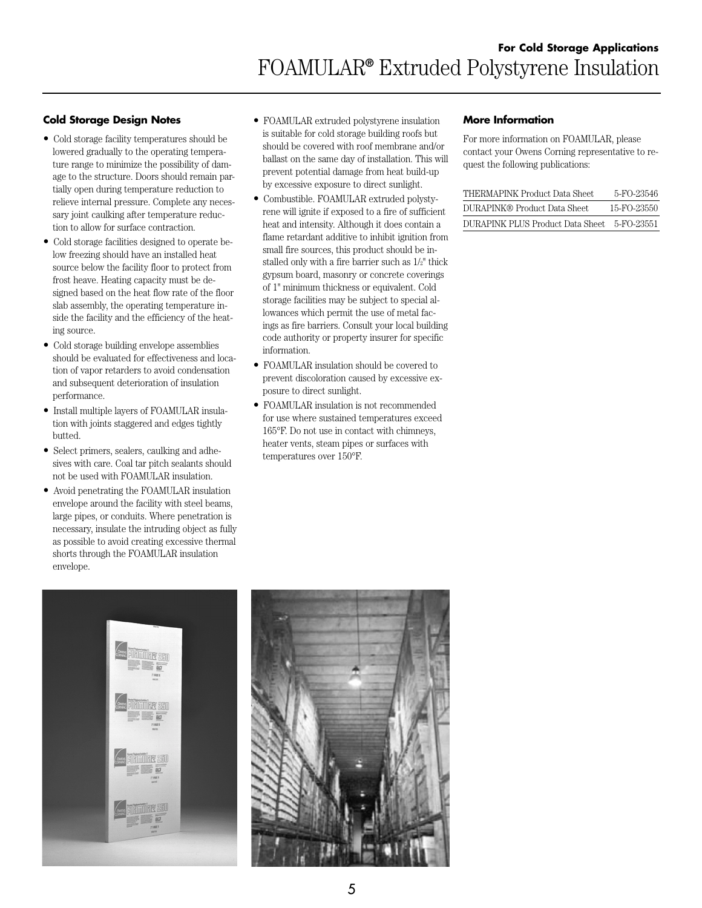## For Cold Storage Applications

# FOAMULAR® Extruded Polystyrene Insulation

### Cold Storage Design Notes

- Cold storage facility temperatures should be lowered gradually to the operating temperature range to minimize the possibility of damage to the structure. Doors should remain partially open during temperature reduction to relieve internal pressure. Complete any necessary joint caulking after temperature reduction to allow for surface contraction.
- Cold storage facilities designed to operate below freezing should have an installed heat source below the facility floor to protect from frost heave. Heating capacity must be designed based on the heat flow rate of the floor slab assembly, the operating temperature inside the facility and the efficiency of the heating source.
- Cold storage building envelope assemblies should be evaluated for effectiveness and location of vapor retarders to avoid condensation and subsequent deterioration of insulation performance.
- Install multiple layers of FOAMULAR insulation with joints staggered and edges tightly butted.
- Select primers, sealers, caulking and adhesives with care. Coal tar pitch sealants should not be used with FOAMULAR insulation.
- Avoid penetrating the FOAMULAR insulation envelope around the facility with steel beams, large pipes, or conduits. Where penetration is necessary, insulate the intruding object as fully as possible to avoid creating excessive thermal shorts through the FOAMULAR insulation envelope.
- FOAMULAR extruded polystyrene insulation is suitable for cold storage building roofs but should be covered with roof membrane and/or ballast on the same day of installation. This will prevent potential damage from heat build-up by excessive exposure to direct sunlight.
- Combustible. FOAMULAR extruded polystyrene will ignite if exposed to a fire of sufficient heat and intensity. Although it does contain a flame retardant additive to inhibit ignition from small fire sources, this product should be installed only with a fire barrier such as 1/2" thick gypsum board, masonry or concrete coverings of 1" minimum thickness or equivalent. Cold storage facilities may be subject to special allowances which permit the use of metal facings as fire barriers. Consult your local building code authority or property insurer for specific information.
- FOAMULAR insulation should be covered to prevent discoloration caused by excessive exposure to direct sunlight.
- FOAMULAR insulation is not recommended for use where sustained temperatures exceed 165°F. Do not use in contact with chimneys, heater vents, steam pipes or surfaces with temperatures over 150°F.

### More Information

For more information on FOAMULAR, please contact your Owens Corning representative to request the following publications:

| | |
|---|---|
| THERMAPINK Product Data Sheet | 5-FO-23546 |
| DURAPINK® Product Data Sheet | 15-FO-23550 |
| DURAPINK PLUS Product Data Sheet | 5-FO-23551 |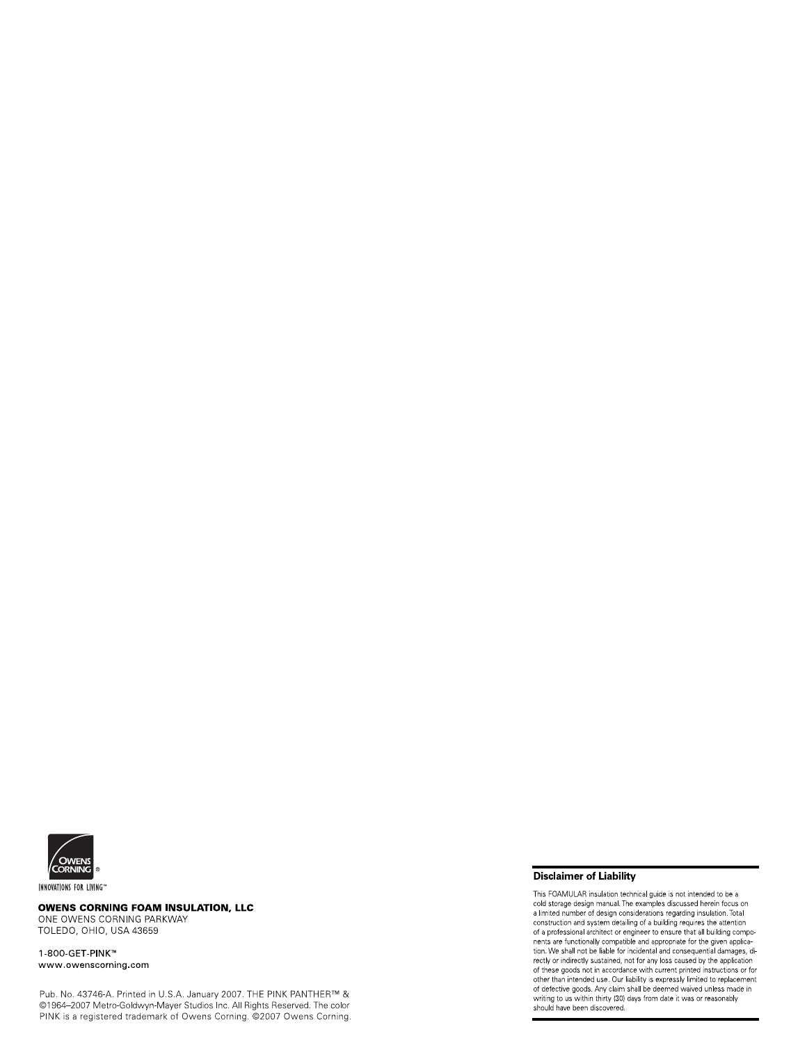OWENS CORNING®

INNOVATIONS FOR LIVING™

**OWENS CORNING FOAM INSULATION, LLC**
ONE OWENS CORNING PARKWAY
TOLEDO, OHIO, USA 43659

1-800-GET-PINK™
www.owenscorning.com

Pub. No. 43746-A. Printed in U.S.A. January 2007. THE PINK PANTHER™ & ©1964–2007 Metro-Goldwyn-Mayer Studios Inc. All Rights Reserved. The color PINK is a registered trademark of Owens Corning. ©2007 Owens Corning.

**Disclaimer of Liability**

This FOAMULAR insulation technical guide is not intended to be a cold storage design manual. The examples discussed herein focus on a limited number of design considerations regarding insulation. Total construction and system detailing of a building requires the attention of a professional architect or engineer to ensure that all building components are functionally compatible and appropriate for the given application. We shall not be liable for incidental and consequential damages, directly or indirectly sustained, not for any loss caused by the application of these goods not in accordance with current printed instructions or for other than intended use. Our liability is expressly limited to replacement of defective goods. Any claim shall be deemed waived unless made in writing to us within thirty (30) days from date it was or reasonably should have been discovered.